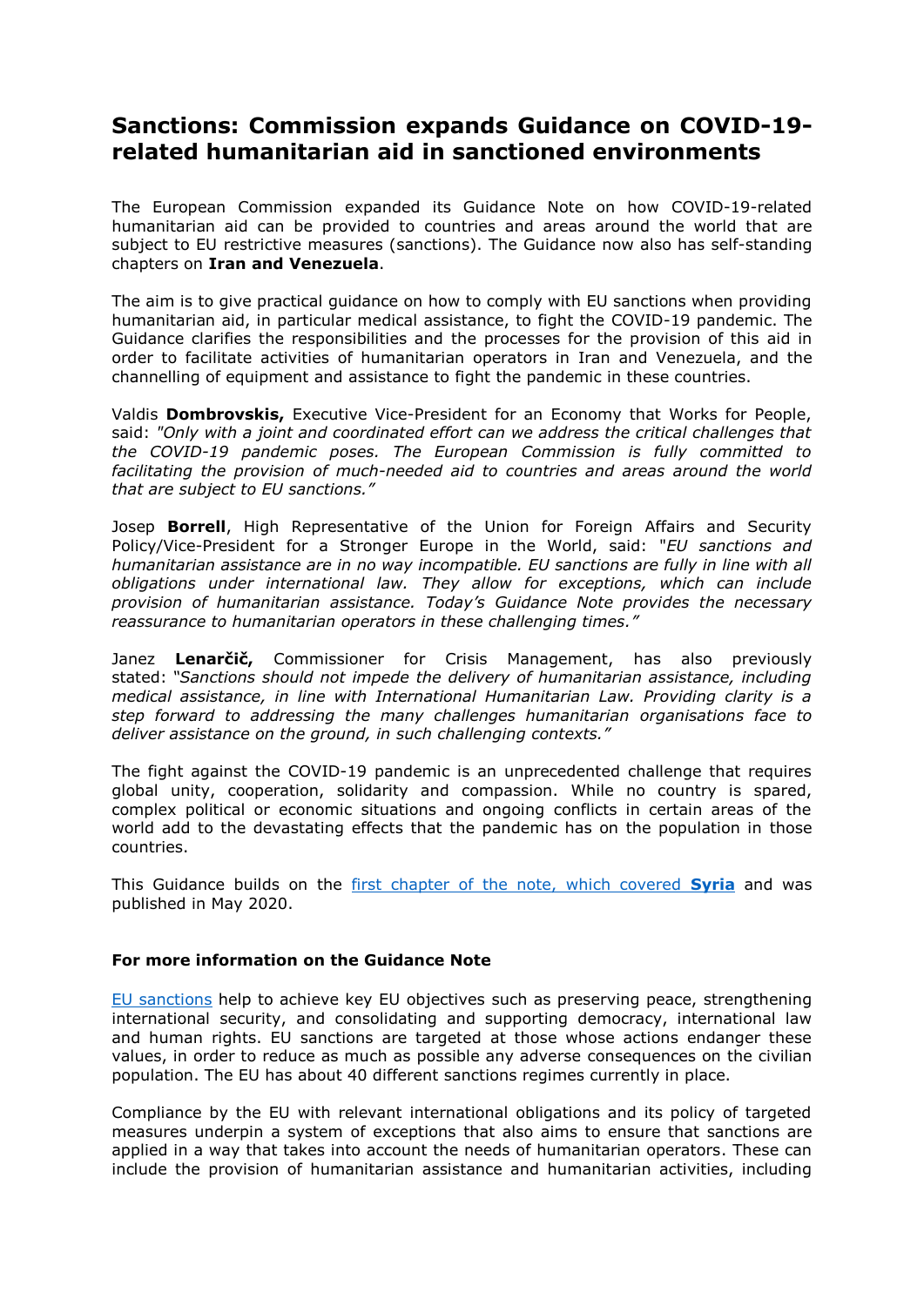# Sanctions: Commission expands Guidance on COVID-19-related humanitarian aid in sanctioned environments

The European Commission expanded its Guidance Note on how COVID-19-related humanitarian aid can be provided to countries and areas around the world that are subject to EU restrictive measures (sanctions). The Guidance now also has self-standing chapters on **Iran and Venezuela**.

The aim is to give practical guidance on how to comply with EU sanctions when providing humanitarian aid, in particular medical assistance, to fight the COVID-19 pandemic. The Guidance clarifies the responsibilities and the processes for the provision of this aid in order to facilitate activities of humanitarian operators in Iran and Venezuela, and the channelling of equipment and assistance to fight the pandemic in these countries.

Valdis **Dombrovskis,** Executive Vice-President for an Economy that Works for People, said: *"Only with a joint and coordinated effort can we address the critical challenges that the COVID-19 pandemic poses. The European Commission is fully committed to facilitating the provision of much-needed aid to countries and areas around the world that are subject to EU sanctions."*

Josep **Borrell**, High Representative of the Union for Foreign Affairs and Security Policy/Vice-President for a Stronger Europe in the World, said: *"EU sanctions and humanitarian assistance are in no way incompatible. EU sanctions are fully in line with all obligations under international law. They allow for exceptions, which can include provision of humanitarian assistance. Today's Guidance Note provides the necessary reassurance to humanitarian operators in these challenging times."*

Janez **Lenarčič,** Commissioner for Crisis Management, has also previously stated: *"Sanctions should not impede the delivery of humanitarian assistance, including medical assistance, in line with International Humanitarian Law. Providing clarity is a step forward to addressing the many challenges humanitarian organisations face to deliver assistance on the ground, in such challenging contexts."*

The fight against the COVID-19 pandemic is an unprecedented challenge that requires global unity, cooperation, solidarity and compassion. While no country is spared, complex political or economic situations and ongoing conflicts in certain areas of the world add to the devastating effects that the pandemic has on the population in those countries.

This Guidance builds on the first chapter of the note, which covered **Syria** and was published in May 2020.

### For more information on the Guidance Note

EU sanctions help to achieve key EU objectives such as preserving peace, strengthening international security, and consolidating and supporting democracy, international law and human rights. EU sanctions are targeted at those whose actions endanger these values, in order to reduce as much as possible any adverse consequences on the civilian population. The EU has about 40 different sanctions regimes currently in place.

Compliance by the EU with relevant international obligations and its policy of targeted measures underpin a system of exceptions that also aims to ensure that sanctions are applied in a way that takes into account the needs of humanitarian operators. These can include the provision of humanitarian assistance and humanitarian activities, including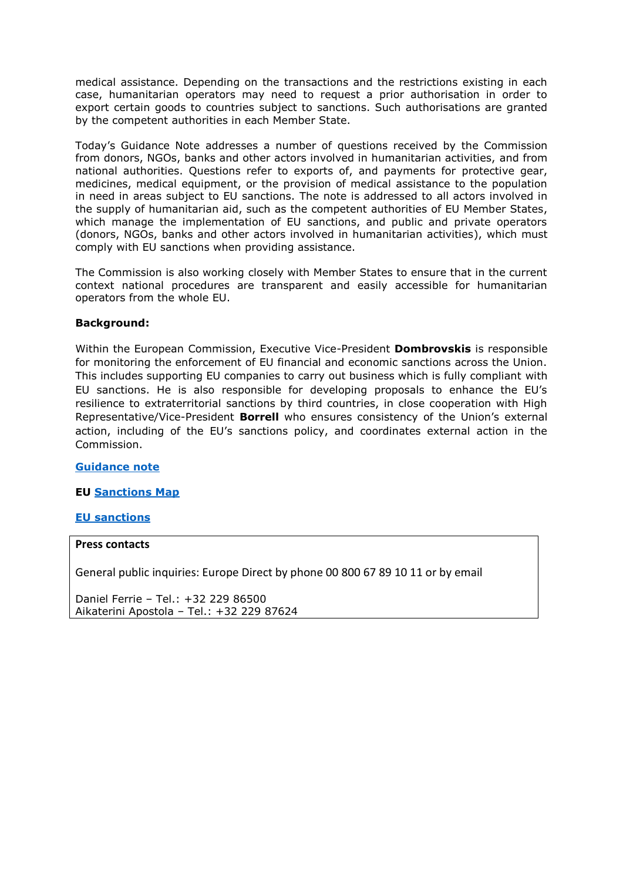medical assistance. Depending on the transactions and the restrictions existing in each case, humanitarian operators may need to request a prior authorisation in order to export certain goods to countries subject to sanctions. Such authorisations are granted by the competent authorities in each Member State.

Today's Guidance Note addresses a number of questions received by the Commission from donors, NGOs, banks and other actors involved in humanitarian activities, and from national authorities. Questions refer to exports of, and payments for protective gear, medicines, medical equipment, or the provision of medical assistance to the population in need in areas subject to EU sanctions. The note is addressed to all actors involved in the supply of humanitarian aid, such as the competent authorities of EU Member States, which manage the implementation of EU sanctions, and public and private operators (donors, NGOs, banks and other actors involved in humanitarian activities), which must comply with EU sanctions when providing assistance.

The Commission is also working closely with Member States to ensure that in the current context national procedures are transparent and easily accessible for humanitarian operators from the whole EU.

**Background:**

Within the European Commission, Executive Vice-President **Dombrovskis** is responsible for monitoring the enforcement of EU financial and economic sanctions across the Union. This includes supporting EU companies to carry out business which is fully compliant with EU sanctions. He is also responsible for developing proposals to enhance the EU's resilience to extraterritorial sanctions by third countries, in close cooperation with High Representative/Vice-President **Borrell** who ensures consistency of the Union's external action, including of the EU's sanctions policy, and coordinates external action in the Commission.

**Guidance note**

**EU Sanctions Map**

**EU sanctions**

**Press contacts**

General public inquiries: Europe Direct by phone 00 800 67 89 10 11 or by email

Daniel Ferrie – Tel.: +32 229 86500
Aikaterini Apostola – Tel.: +32 229 87624